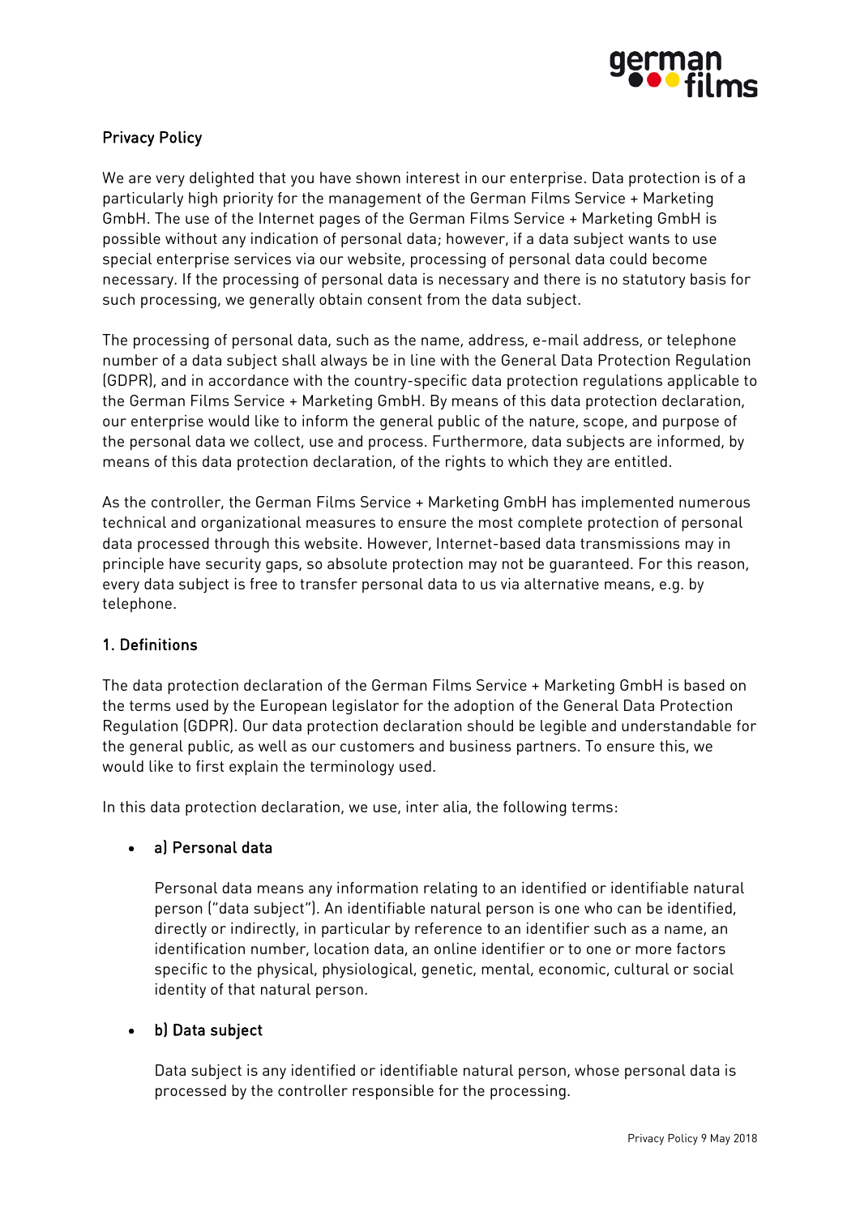# Privacy Policy

We are very delighted that you have shown interest in our enterprise. Data protection is of a particularly high priority for the management of the German Films Service + Marketing GmbH. The use of the Internet pages of the German Films Service + Marketing GmbH is possible without any indication of personal data; however, if a data subject wants to use special enterprise services via our website, processing of personal data could become necessary. If the processing of personal data is necessary and there is no statutory basis for such processing, we generally obtain consent from the data subject.

The processing of personal data, such as the name, address, e-mail address, or telephone number of a data subject shall always be in line with the General Data Protection Regulation (GDPR), and in accordance with the country-specific data protection regulations applicable to the German Films Service + Marketing GmbH. By means of this data protection declaration, our enterprise would like to inform the general public of the nature, scope, and purpose of the personal data we collect, use and process. Furthermore, data subjects are informed, by means of this data protection declaration, of the rights to which they are entitled.

As the controller, the German Films Service + Marketing GmbH has implemented numerous technical and organizational measures to ensure the most complete protection of personal data processed through this website. However, Internet-based data transmissions may in principle have security gaps, so absolute protection may not be guaranteed. For this reason, every data subject is free to transfer personal data to us via alternative means, e.g. by telephone.

## 1. Definitions

The data protection declaration of the German Films Service + Marketing GmbH is based on the terms used by the European legislator for the adoption of the General Data Protection Regulation (GDPR). Our data protection declaration should be legible and understandable for the general public, as well as our customers and business partners. To ensure this, we would like to first explain the terminology used.

In this data protection declaration, we use, inter alia, the following terms:

- **a) Personal data**

  Personal data means any information relating to an identified or identifiable natural person ("data subject"). An identifiable natural person is one who can be identified, directly or indirectly, in particular by reference to an identifier such as a name, an identification number, location data, an online identifier or to one or more factors specific to the physical, physiological, genetic, mental, economic, cultural or social identity of that natural person.

- **b) Data subject**

  Data subject is any identified or identifiable natural person, whose personal data is processed by the controller responsible for the processing.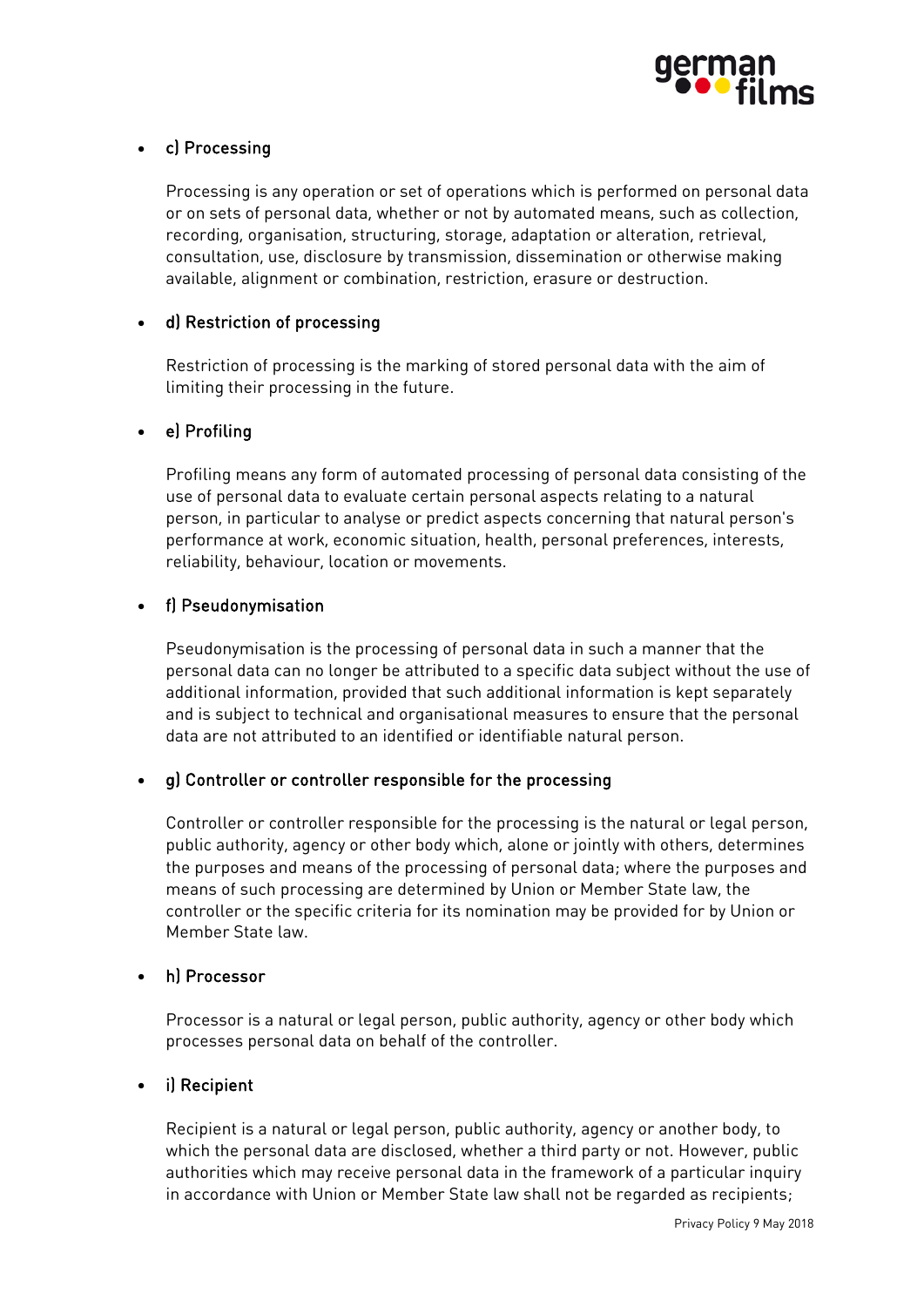- c) Processing

  Processing is any operation or set of operations which is performed on personal data or on sets of personal data, whether or not by automated means, such as collection, recording, organisation, structuring, storage, adaptation or alteration, retrieval, consultation, use, disclosure by transmission, dissemination or otherwise making available, alignment or combination, restriction, erasure or destruction.

- d) Restriction of processing

  Restriction of processing is the marking of stored personal data with the aim of limiting their processing in the future.

- e) Profiling

  Profiling means any form of automated processing of personal data consisting of the use of personal data to evaluate certain personal aspects relating to a natural person, in particular to analyse or predict aspects concerning that natural person's performance at work, economic situation, health, personal preferences, interests, reliability, behaviour, location or movements.

- f) Pseudonymisation

  Pseudonymisation is the processing of personal data in such a manner that the personal data can no longer be attributed to a specific data subject without the use of additional information, provided that such additional information is kept separately and is subject to technical and organisational measures to ensure that the personal data are not attributed to an identified or identifiable natural person.

- g) Controller or controller responsible for the processing

  Controller or controller responsible for the processing is the natural or legal person, public authority, agency or other body which, alone or jointly with others, determines the purposes and means of the processing of personal data; where the purposes and means of such processing are determined by Union or Member State law, the controller or the specific criteria for its nomination may be provided for by Union or Member State law.

- h) Processor

  Processor is a natural or legal person, public authority, agency or other body which processes personal data on behalf of the controller.

- i) Recipient

  Recipient is a natural or legal person, public authority, agency or another body, to which the personal data are disclosed, whether a third party or not. However, public authorities which may receive personal data in the framework of a particular inquiry in accordance with Union or Member State law shall not be regarded as recipients;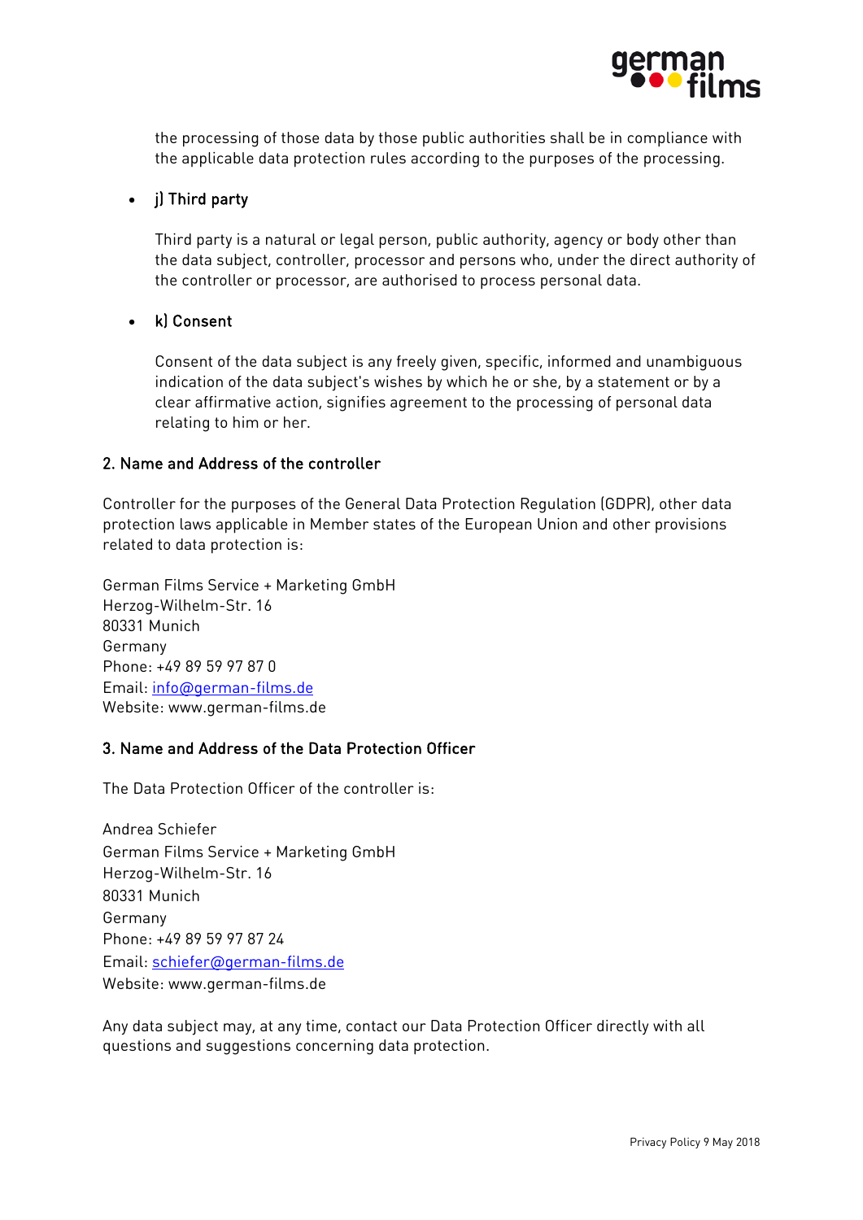the processing of those data by those public authorities shall be in compliance with the applicable data protection rules according to the purposes of the processing.

- j) Third party

  Third party is a natural or legal person, public authority, agency or body other than the data subject, controller, processor and persons who, under the direct authority of the controller or processor, are authorised to process personal data.

- k) Consent

  Consent of the data subject is any freely given, specific, informed and unambiguous indication of the data subject's wishes by which he or she, by a statement or by a clear affirmative action, signifies agreement to the processing of personal data relating to him or her.

## 2. Name and Address of the controller

Controller for the purposes of the General Data Protection Regulation (GDPR), other data protection laws applicable in Member states of the European Union and other provisions related to data protection is:

German Films Service + Marketing GmbH
Herzog-Wilhelm-Str. 16
80331 Munich
Germany
Phone: +49 89 59 97 87 0
Email: info@german-films.de
Website: www.german-films.de

## 3. Name and Address of the Data Protection Officer

The Data Protection Officer of the controller is:

Andrea Schiefer
German Films Service + Marketing GmbH
Herzog-Wilhelm-Str. 16
80331 Munich
Germany
Phone: +49 89 59 97 87 24
Email: schiefer@german-films.de
Website: www.german-films.de

Any data subject may, at any time, contact our Data Protection Officer directly with all questions and suggestions concerning data protection.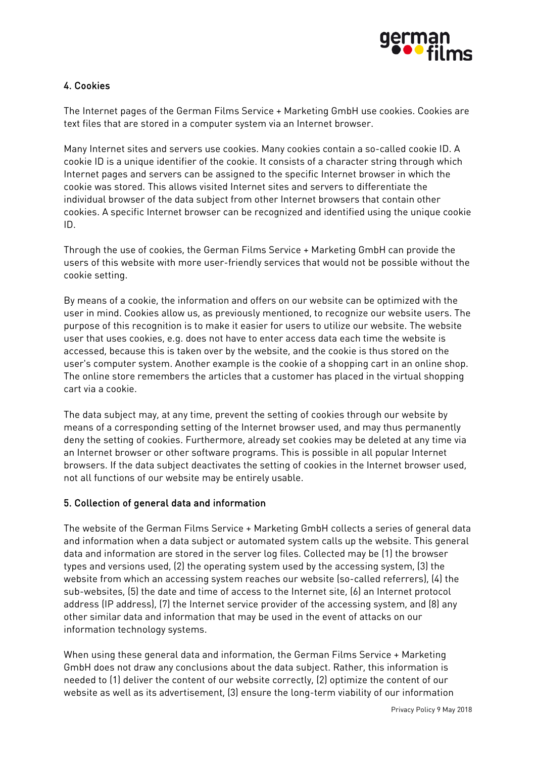## 4. Cookies

The Internet pages of the German Films Service + Marketing GmbH use cookies. Cookies are text files that are stored in a computer system via an Internet browser.

Many Internet sites and servers use cookies. Many cookies contain a so-called cookie ID. A cookie ID is a unique identifier of the cookie. It consists of a character string through which Internet pages and servers can be assigned to the specific Internet browser in which the cookie was stored. This allows visited Internet sites and servers to differentiate the individual browser of the data subject from other Internet browsers that contain other cookies. A specific Internet browser can be recognized and identified using the unique cookie ID.

Through the use of cookies, the German Films Service + Marketing GmbH can provide the users of this website with more user-friendly services that would not be possible without the cookie setting.

By means of a cookie, the information and offers on our website can be optimized with the user in mind. Cookies allow us, as previously mentioned, to recognize our website users. The purpose of this recognition is to make it easier for users to utilize our website. The website user that uses cookies, e.g. does not have to enter access data each time the website is accessed, because this is taken over by the website, and the cookie is thus stored on the user's computer system. Another example is the cookie of a shopping cart in an online shop. The online store remembers the articles that a customer has placed in the virtual shopping cart via a cookie.

The data subject may, at any time, prevent the setting of cookies through our website by means of a corresponding setting of the Internet browser used, and may thus permanently deny the setting of cookies. Furthermore, already set cookies may be deleted at any time via an Internet browser or other software programs. This is possible in all popular Internet browsers. If the data subject deactivates the setting of cookies in the Internet browser used, not all functions of our website may be entirely usable.

## 5. Collection of general data and information

The website of the German Films Service + Marketing GmbH collects a series of general data and information when a data subject or automated system calls up the website. This general data and information are stored in the server log files. Collected may be (1) the browser types and versions used, (2) the operating system used by the accessing system, (3) the website from which an accessing system reaches our website (so-called referrers), (4) the sub-websites, (5) the date and time of access to the Internet site, (6) an Internet protocol address (IP address), (7) the Internet service provider of the accessing system, and (8) any other similar data and information that may be used in the event of attacks on our information technology systems.

When using these general data and information, the German Films Service + Marketing GmbH does not draw any conclusions about the data subject. Rather, this information is needed to (1) deliver the content of our website correctly, (2) optimize the content of our website as well as its advertisement, (3) ensure the long-term viability of our information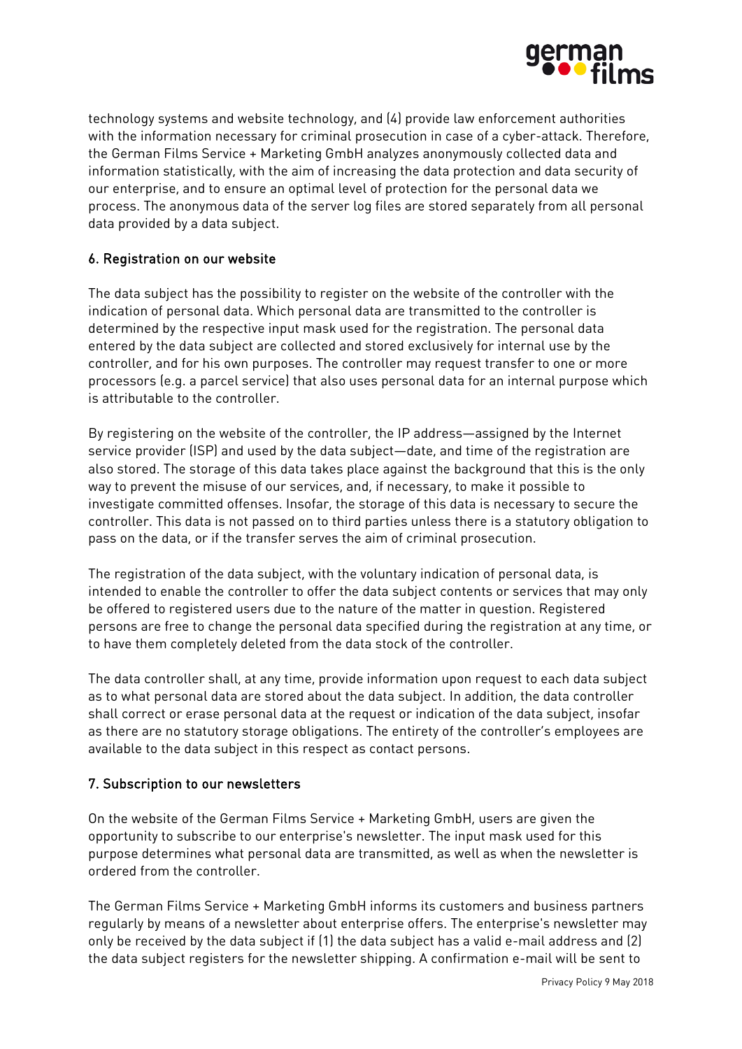technology systems and website technology, and (4) provide law enforcement authorities with the information necessary for criminal prosecution in case of a cyber-attack. Therefore, the German Films Service + Marketing GmbH analyzes anonymously collected data and information statistically, with the aim of increasing the data protection and data security of our enterprise, and to ensure an optimal level of protection for the personal data we process. The anonymous data of the server log files are stored separately from all personal data provided by a data subject.

## 6. Registration on our website

The data subject has the possibility to register on the website of the controller with the indication of personal data. Which personal data are transmitted to the controller is determined by the respective input mask used for the registration. The personal data entered by the data subject are collected and stored exclusively for internal use by the controller, and for his own purposes. The controller may request transfer to one or more processors (e.g. a parcel service) that also uses personal data for an internal purpose which is attributable to the controller.

By registering on the website of the controller, the IP address—assigned by the Internet service provider (ISP) and used by the data subject—date, and time of the registration are also stored. The storage of this data takes place against the background that this is the only way to prevent the misuse of our services, and, if necessary, to make it possible to investigate committed offenses. Insofar, the storage of this data is necessary to secure the controller. This data is not passed on to third parties unless there is a statutory obligation to pass on the data, or if the transfer serves the aim of criminal prosecution.

The registration of the data subject, with the voluntary indication of personal data, is intended to enable the controller to offer the data subject contents or services that may only be offered to registered users due to the nature of the matter in question. Registered persons are free to change the personal data specified during the registration at any time, or to have them completely deleted from the data stock of the controller.

The data controller shall, at any time, provide information upon request to each data subject as to what personal data are stored about the data subject. In addition, the data controller shall correct or erase personal data at the request or indication of the data subject, insofar as there are no statutory storage obligations. The entirety of the controller's employees are available to the data subject in this respect as contact persons.

## 7. Subscription to our newsletters

On the website of the German Films Service + Marketing GmbH, users are given the opportunity to subscribe to our enterprise's newsletter. The input mask used for this purpose determines what personal data are transmitted, as well as when the newsletter is ordered from the controller.

The German Films Service + Marketing GmbH informs its customers and business partners regularly by means of a newsletter about enterprise offers. The enterprise's newsletter may only be received by the data subject if (1) the data subject has a valid e-mail address and (2) the data subject registers for the newsletter shipping. A confirmation e-mail will be sent to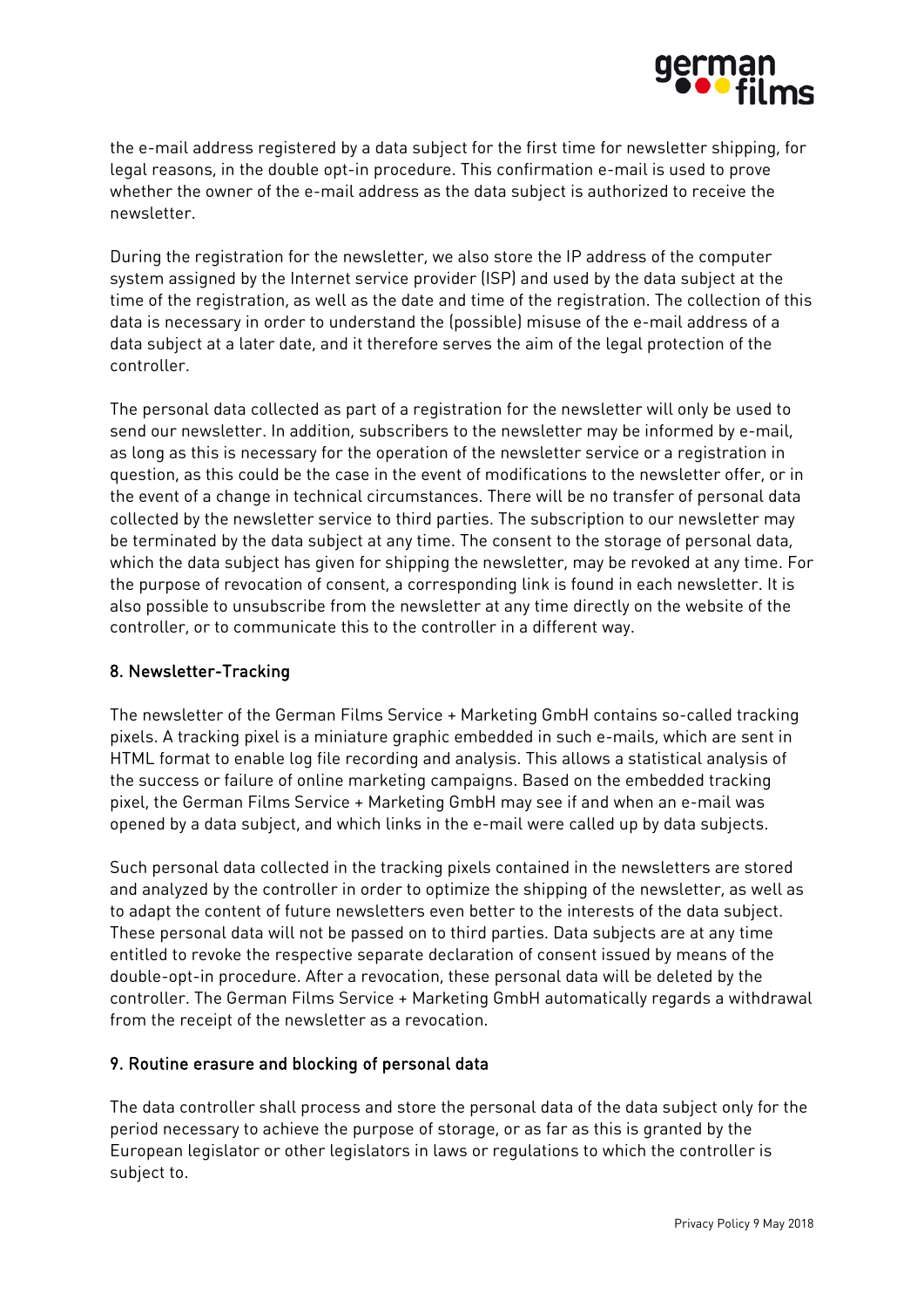the e-mail address registered by a data subject for the first time for newsletter shipping, for legal reasons, in the double opt-in procedure. This confirmation e-mail is used to prove whether the owner of the e-mail address as the data subject is authorized to receive the newsletter.

During the registration for the newsletter, we also store the IP address of the computer system assigned by the Internet service provider (ISP) and used by the data subject at the time of the registration, as well as the date and time of the registration. The collection of this data is necessary in order to understand the (possible) misuse of the e-mail address of a data subject at a later date, and it therefore serves the aim of the legal protection of the controller.

The personal data collected as part of a registration for the newsletter will only be used to send our newsletter. In addition, subscribers to the newsletter may be informed by e-mail, as long as this is necessary for the operation of the newsletter service or a registration in question, as this could be the case in the event of modifications to the newsletter offer, or in the event of a change in technical circumstances. There will be no transfer of personal data collected by the newsletter service to third parties. The subscription to our newsletter may be terminated by the data subject at any time. The consent to the storage of personal data, which the data subject has given for shipping the newsletter, may be revoked at any time. For the purpose of revocation of consent, a corresponding link is found in each newsletter. It is also possible to unsubscribe from the newsletter at any time directly on the website of the controller, or to communicate this to the controller in a different way.

## 8. Newsletter-Tracking

The newsletter of the German Films Service + Marketing GmbH contains so-called tracking pixels. A tracking pixel is a miniature graphic embedded in such e-mails, which are sent in HTML format to enable log file recording and analysis. This allows a statistical analysis of the success or failure of online marketing campaigns. Based on the embedded tracking pixel, the German Films Service + Marketing GmbH may see if and when an e-mail was opened by a data subject, and which links in the e-mail were called up by data subjects.

Such personal data collected in the tracking pixels contained in the newsletters are stored and analyzed by the controller in order to optimize the shipping of the newsletter, as well as to adapt the content of future newsletters even better to the interests of the data subject. These personal data will not be passed on to third parties. Data subjects are at any time entitled to revoke the respective separate declaration of consent issued by means of the double-opt-in procedure. After a revocation, these personal data will be deleted by the controller. The German Films Service + Marketing GmbH automatically regards a withdrawal from the receipt of the newsletter as a revocation.

## 9. Routine erasure and blocking of personal data

The data controller shall process and store the personal data of the data subject only for the period necessary to achieve the purpose of storage, or as far as this is granted by the European legislator or other legislators in laws or regulations to which the controller is subject to.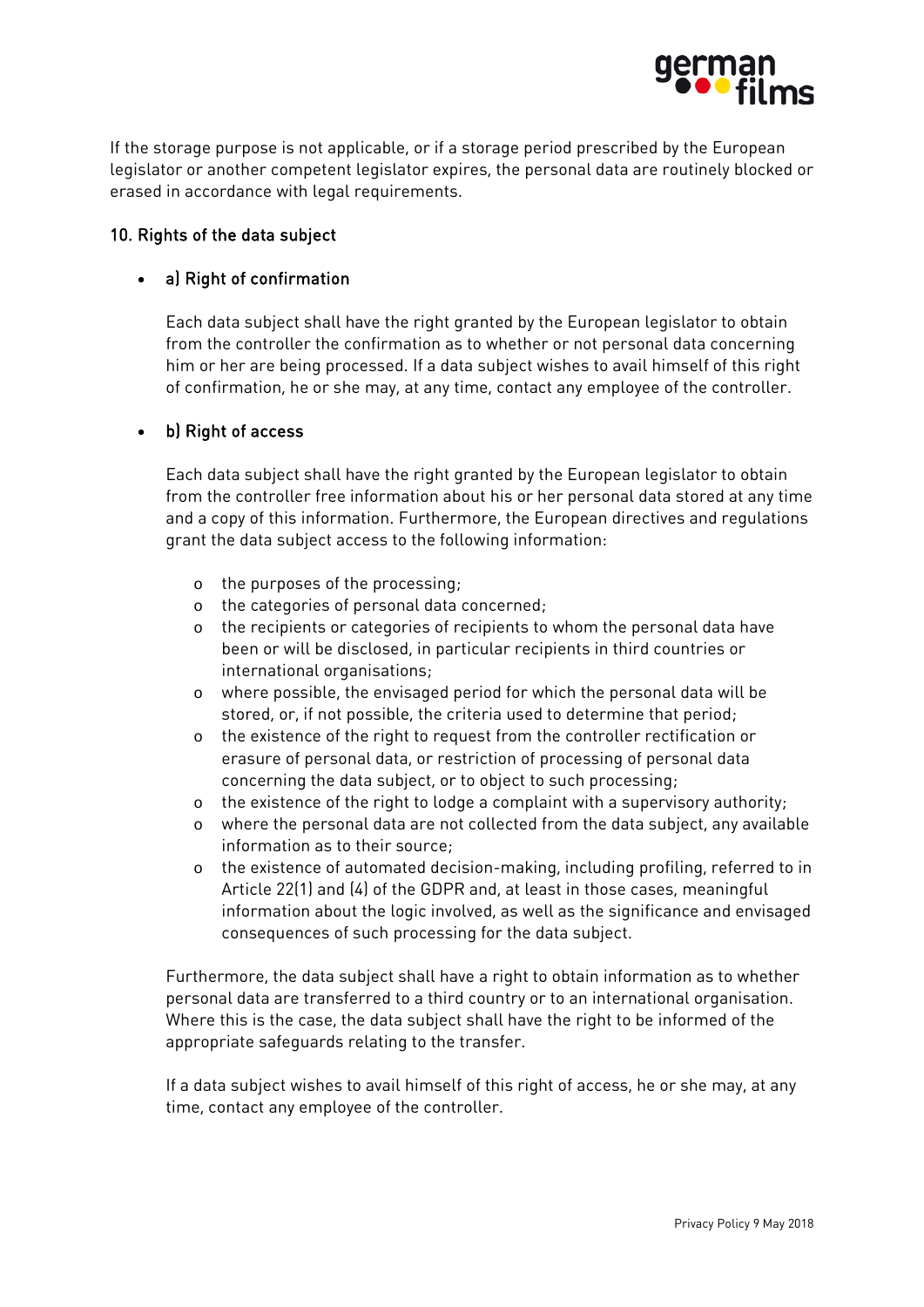If the storage purpose is not applicable, or if a storage period prescribed by the European legislator or another competent legislator expires, the personal data are routinely blocked or erased in accordance with legal requirements.

## 10. Rights of the data subject

- a) Right of confirmation

  Each data subject shall have the right granted by the European legislator to obtain from the controller the confirmation as to whether or not personal data concerning him or her are being processed. If a data subject wishes to avail himself of this right of confirmation, he or she may, at any time, contact any employee of the controller.

- b) Right of access

  Each data subject shall have the right granted by the European legislator to obtain from the controller free information about his or her personal data stored at any time and a copy of this information. Furthermore, the European directives and regulations grant the data subject access to the following information:

  - the purposes of the processing;
  - the categories of personal data concerned;
  - the recipients or categories of recipients to whom the personal data have been or will be disclosed, in particular recipients in third countries or international organisations;
  - where possible, the envisaged period for which the personal data will be stored, or, if not possible, the criteria used to determine that period;
  - the existence of the right to request from the controller rectification or erasure of personal data, or restriction of processing of personal data concerning the data subject, or to object to such processing;
  - the existence of the right to lodge a complaint with a supervisory authority;
  - where the personal data are not collected from the data subject, any available information as to their source;
  - the existence of automated decision-making, including profiling, referred to in Article 22(1) and (4) of the GDPR and, at least in those cases, meaningful information about the logic involved, as well as the significance and envisaged consequences of such processing for the data subject.

  Furthermore, the data subject shall have a right to obtain information as to whether personal data are transferred to a third country or to an international organisation. Where this is the case, the data subject shall have the right to be informed of the appropriate safeguards relating to the transfer.

  If a data subject wishes to avail himself of this right of access, he or she may, at any time, contact any employee of the controller.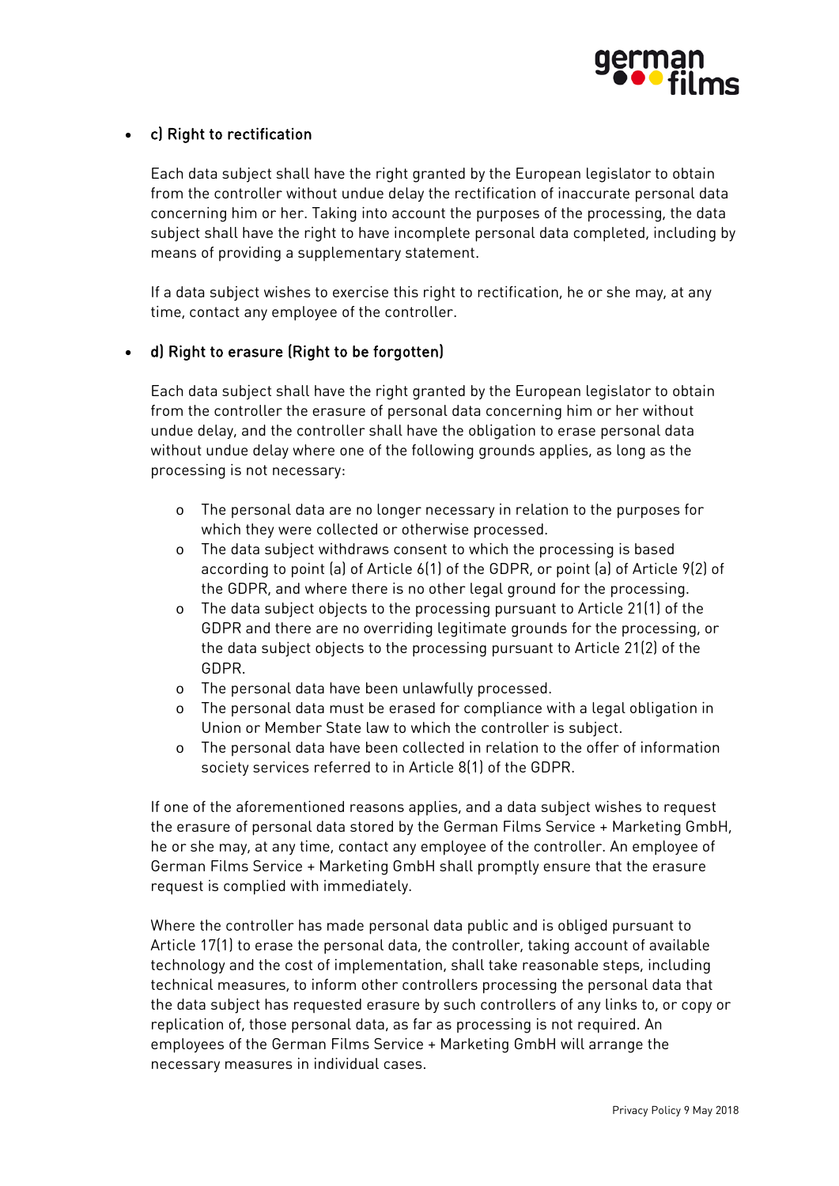- c) Right to rectification

  Each data subject shall have the right granted by the European legislator to obtain from the controller without undue delay the rectification of inaccurate personal data concerning him or her. Taking into account the purposes of the processing, the data subject shall have the right to have incomplete personal data completed, including by means of providing a supplementary statement.

  If a data subject wishes to exercise this right to rectification, he or she may, at any time, contact any employee of the controller.

- d) Right to erasure (Right to be forgotten)

  Each data subject shall have the right granted by the European legislator to obtain from the controller the erasure of personal data concerning him or her without undue delay, and the controller shall have the obligation to erase personal data without undue delay where one of the following grounds applies, as long as the processing is not necessary:

  - The personal data are no longer necessary in relation to the purposes for which they were collected or otherwise processed.
  - The data subject withdraws consent to which the processing is based according to point (a) of Article 6(1) of the GDPR, or point (a) of Article 9(2) of the GDPR, and where there is no other legal ground for the processing.
  - The data subject objects to the processing pursuant to Article 21(1) of the GDPR and there are no overriding legitimate grounds for the processing, or the data subject objects to the processing pursuant to Article 21(2) of the GDPR.
  - The personal data have been unlawfully processed.
  - The personal data must be erased for compliance with a legal obligation in Union or Member State law to which the controller is subject.
  - The personal data have been collected in relation to the offer of information society services referred to in Article 8(1) of the GDPR.

  If one of the aforementioned reasons applies, and a data subject wishes to request the erasure of personal data stored by the German Films Service + Marketing GmbH, he or she may, at any time, contact any employee of the controller. An employee of German Films Service + Marketing GmbH shall promptly ensure that the erasure request is complied with immediately.

  Where the controller has made personal data public and is obliged pursuant to Article 17(1) to erase the personal data, the controller, taking account of available technology and the cost of implementation, shall take reasonable steps, including technical measures, to inform other controllers processing the personal data that the data subject has requested erasure by such controllers of any links to, or copy or replication of, those personal data, as far as processing is not required. An employees of the German Films Service + Marketing GmbH will arrange the necessary measures in individual cases.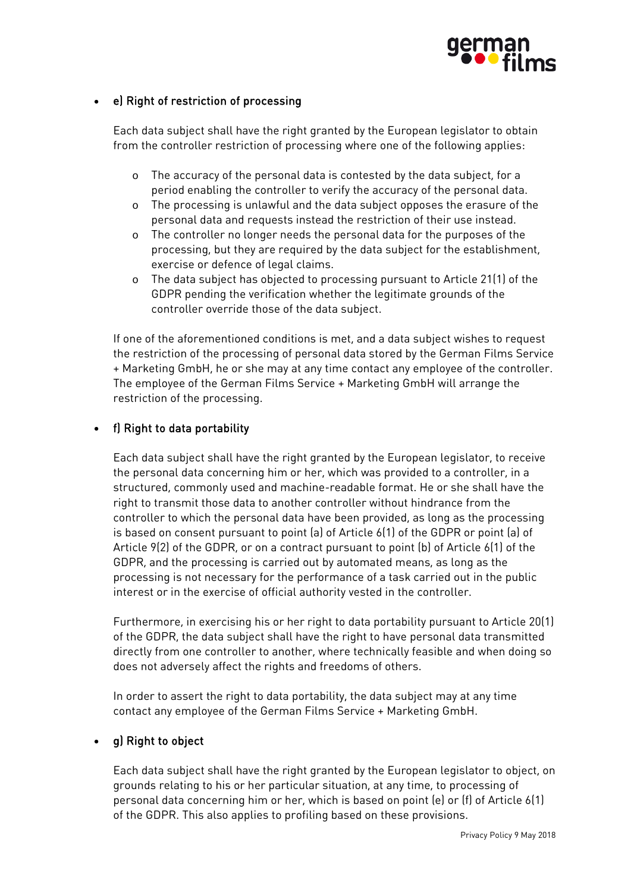- **e) Right of restriction of processing**

  Each data subject shall have the right granted by the European legislator to obtain from the controller restriction of processing where one of the following applies:

  - The accuracy of the personal data is contested by the data subject, for a period enabling the controller to verify the accuracy of the personal data.
  - The processing is unlawful and the data subject opposes the erasure of the personal data and requests instead the restriction of their use instead.
  - The controller no longer needs the personal data for the purposes of the processing, but they are required by the data subject for the establishment, exercise or defence of legal claims.
  - The data subject has objected to processing pursuant to Article 21(1) of the GDPR pending the verification whether the legitimate grounds of the controller override those of the data subject.

  If one of the aforementioned conditions is met, and a data subject wishes to request the restriction of the processing of personal data stored by the German Films Service + Marketing GmbH, he or she may at any time contact any employee of the controller. The employee of the German Films Service + Marketing GmbH will arrange the restriction of the processing.

- **f) Right to data portability**

  Each data subject shall have the right granted by the European legislator, to receive the personal data concerning him or her, which was provided to a controller, in a structured, commonly used and machine-readable format. He or she shall have the right to transmit those data to another controller without hindrance from the controller to which the personal data have been provided, as long as the processing is based on consent pursuant to point (a) of Article 6(1) of the GDPR or point (a) of Article 9(2) of the GDPR, or on a contract pursuant to point (b) of Article 6(1) of the GDPR, and the processing is carried out by automated means, as long as the processing is not necessary for the performance of a task carried out in the public interest or in the exercise of official authority vested in the controller.

  Furthermore, in exercising his or her right to data portability pursuant to Article 20(1) of the GDPR, the data subject shall have the right to have personal data transmitted directly from one controller to another, where technically feasible and when doing so does not adversely affect the rights and freedoms of others.

  In order to assert the right to data portability, the data subject may at any time contact any employee of the German Films Service + Marketing GmbH.

- **g) Right to object**

  Each data subject shall have the right granted by the European legislator to object, on grounds relating to his or her particular situation, at any time, to processing of personal data concerning him or her, which is based on point (e) or (f) of Article 6(1) of the GDPR. This also applies to profiling based on these provisions.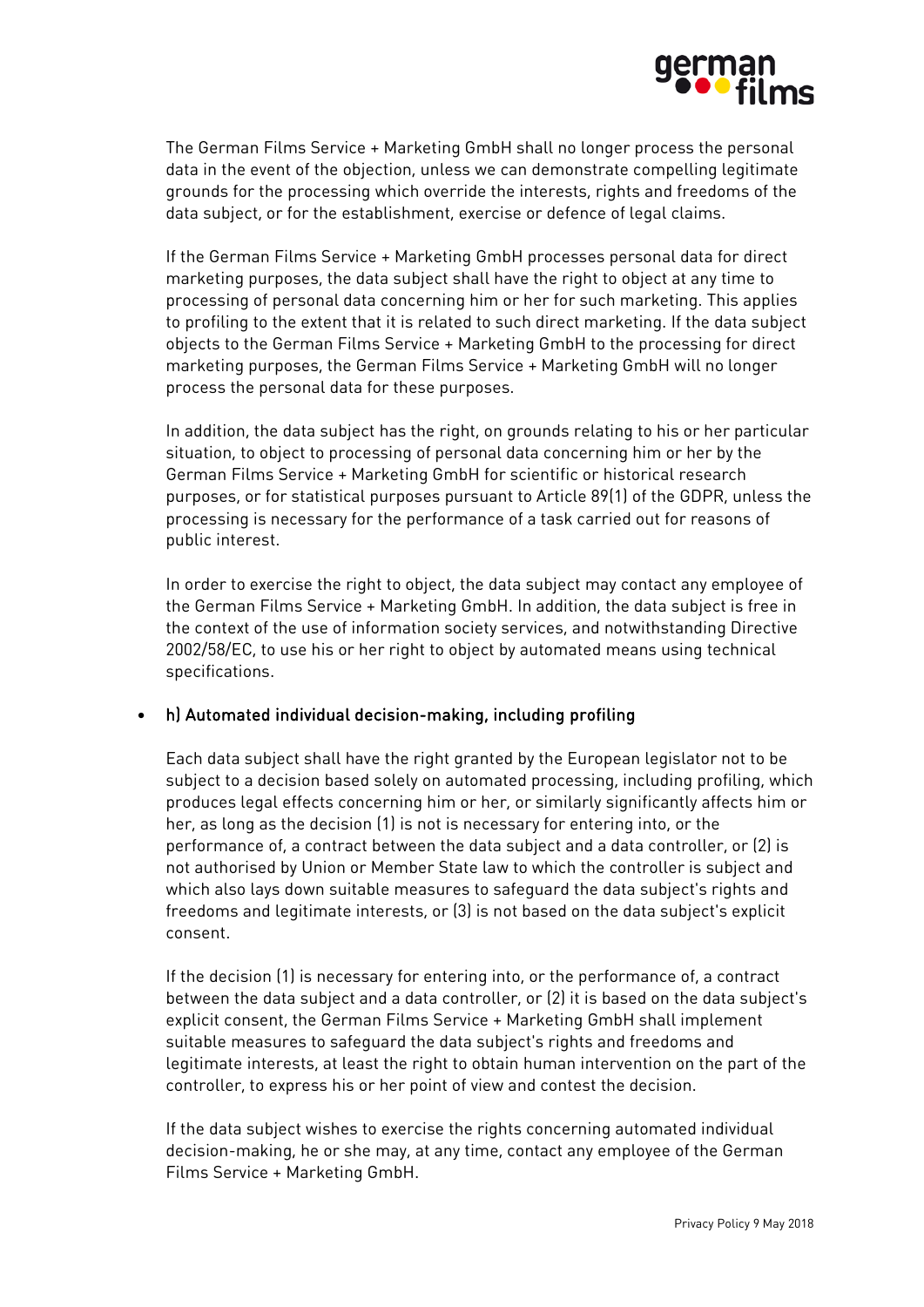The German Films Service + Marketing GmbH shall no longer process the personal data in the event of the objection, unless we can demonstrate compelling legitimate grounds for the processing which override the interests, rights and freedoms of the data subject, or for the establishment, exercise or defence of legal claims.

If the German Films Service + Marketing GmbH processes personal data for direct marketing purposes, the data subject shall have the right to object at any time to processing of personal data concerning him or her for such marketing. This applies to profiling to the extent that it is related to such direct marketing. If the data subject objects to the German Films Service + Marketing GmbH to the processing for direct marketing purposes, the German Films Service + Marketing GmbH will no longer process the personal data for these purposes.

In addition, the data subject has the right, on grounds relating to his or her particular situation, to object to processing of personal data concerning him or her by the German Films Service + Marketing GmbH for scientific or historical research purposes, or for statistical purposes pursuant to Article 89(1) of the GDPR, unless the processing is necessary for the performance of a task carried out for reasons of public interest.

In order to exercise the right to object, the data subject may contact any employee of the German Films Service + Marketing GmbH. In addition, the data subject is free in the context of the use of information society services, and notwithstanding Directive 2002/58/EC, to use his or her right to object by automated means using technical specifications.

- h) Automated individual decision-making, including profiling

  Each data subject shall have the right granted by the European legislator not to be subject to a decision based solely on automated processing, including profiling, which produces legal effects concerning him or her, or similarly significantly affects him or her, as long as the decision (1) is not is necessary for entering into, or the performance of, a contract between the data subject and a data controller, or (2) is not authorised by Union or Member State law to which the controller is subject and which also lays down suitable measures to safeguard the data subject's rights and freedoms and legitimate interests, or (3) is not based on the data subject's explicit consent.

  If the decision (1) is necessary for entering into, or the performance of, a contract between the data subject and a data controller, or (2) it is based on the data subject's explicit consent, the German Films Service + Marketing GmbH shall implement suitable measures to safeguard the data subject's rights and freedoms and legitimate interests, at least the right to obtain human intervention on the part of the controller, to express his or her point of view and contest the decision.

  If the data subject wishes to exercise the rights concerning automated individual decision-making, he or she may, at any time, contact any employee of the German Films Service + Marketing GmbH.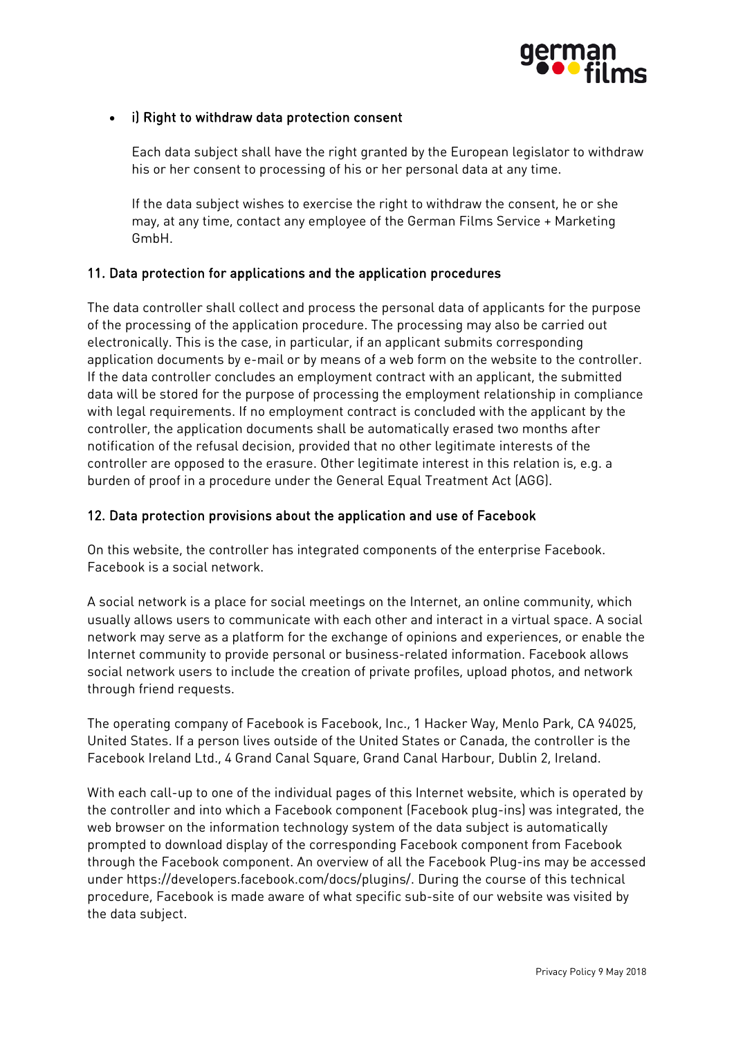- i) Right to withdraw data protection consent

  Each data subject shall have the right granted by the European legislator to withdraw his or her consent to processing of his or her personal data at any time.

  If the data subject wishes to exercise the right to withdraw the consent, he or she may, at any time, contact any employee of the German Films Service + Marketing GmbH.

## 11. Data protection for applications and the application procedures

The data controller shall collect and process the personal data of applicants for the purpose of the processing of the application procedure. The processing may also be carried out electronically. This is the case, in particular, if an applicant submits corresponding application documents by e-mail or by means of a web form on the website to the controller. If the data controller concludes an employment contract with an applicant, the submitted data will be stored for the purpose of processing the employment relationship in compliance with legal requirements. If no employment contract is concluded with the applicant by the controller, the application documents shall be automatically erased two months after notification of the refusal decision, provided that no other legitimate interests of the controller are opposed to the erasure. Other legitimate interest in this relation is, e.g. a burden of proof in a procedure under the General Equal Treatment Act (AGG).

## 12. Data protection provisions about the application and use of Facebook

On this website, the controller has integrated components of the enterprise Facebook. Facebook is a social network.

A social network is a place for social meetings on the Internet, an online community, which usually allows users to communicate with each other and interact in a virtual space. A social network may serve as a platform for the exchange of opinions and experiences, or enable the Internet community to provide personal or business-related information. Facebook allows social network users to include the creation of private profiles, upload photos, and network through friend requests.

The operating company of Facebook is Facebook, Inc., 1 Hacker Way, Menlo Park, CA 94025, United States. If a person lives outside of the United States or Canada, the controller is the Facebook Ireland Ltd., 4 Grand Canal Square, Grand Canal Harbour, Dublin 2, Ireland.

With each call-up to one of the individual pages of this Internet website, which is operated by the controller and into which a Facebook component (Facebook plug-ins) was integrated, the web browser on the information technology system of the data subject is automatically prompted to download display of the corresponding Facebook component from Facebook through the Facebook component. An overview of all the Facebook Plug-ins may be accessed under https://developers.facebook.com/docs/plugins/. During the course of this technical procedure, Facebook is made aware of what specific sub-site of our website was visited by the data subject.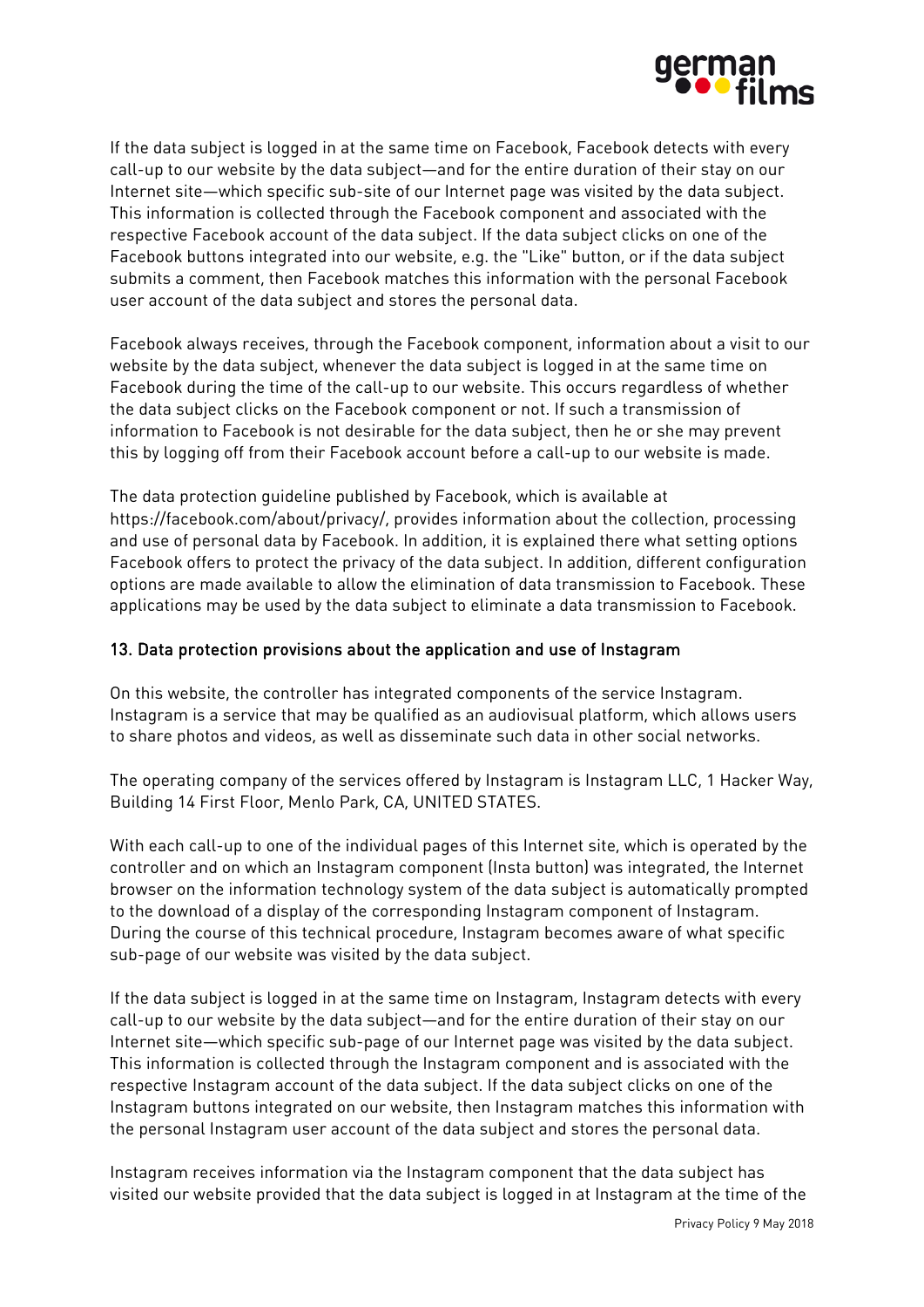If the data subject is logged in at the same time on Facebook, Facebook detects with every call-up to our website by the data subject—and for the entire duration of their stay on our Internet site—which specific sub-site of our Internet page was visited by the data subject. This information is collected through the Facebook component and associated with the respective Facebook account of the data subject. If the data subject clicks on one of the Facebook buttons integrated into our website, e.g. the "Like" button, or if the data subject submits a comment, then Facebook matches this information with the personal Facebook user account of the data subject and stores the personal data.

Facebook always receives, through the Facebook component, information about a visit to our website by the data subject, whenever the data subject is logged in at the same time on Facebook during the time of the call-up to our website. This occurs regardless of whether the data subject clicks on the Facebook component or not. If such a transmission of information to Facebook is not desirable for the data subject, then he or she may prevent this by logging off from their Facebook account before a call-up to our website is made.

The data protection guideline published by Facebook, which is available at https://facebook.com/about/privacy/, provides information about the collection, processing and use of personal data by Facebook. In addition, it is explained there what setting options Facebook offers to protect the privacy of the data subject. In addition, different configuration options are made available to allow the elimination of data transmission to Facebook. These applications may be used by the data subject to eliminate a data transmission to Facebook.

## 13. Data protection provisions about the application and use of Instagram

On this website, the controller has integrated components of the service Instagram. Instagram is a service that may be qualified as an audiovisual platform, which allows users to share photos and videos, as well as disseminate such data in other social networks.

The operating company of the services offered by Instagram is Instagram LLC, 1 Hacker Way, Building 14 First Floor, Menlo Park, CA, UNITED STATES.

With each call-up to one of the individual pages of this Internet site, which is operated by the controller and on which an Instagram component (Insta button) was integrated, the Internet browser on the information technology system of the data subject is automatically prompted to the download of a display of the corresponding Instagram component of Instagram. During the course of this technical procedure, Instagram becomes aware of what specific sub-page of our website was visited by the data subject.

If the data subject is logged in at the same time on Instagram, Instagram detects with every call-up to our website by the data subject—and for the entire duration of their stay on our Internet site—which specific sub-page of our Internet page was visited by the data subject. This information is collected through the Instagram component and is associated with the respective Instagram account of the data subject. If the data subject clicks on one of the Instagram buttons integrated on our website, then Instagram matches this information with the personal Instagram user account of the data subject and stores the personal data.

Instagram receives information via the Instagram component that the data subject has visited our website provided that the data subject is logged in at Instagram at the time of the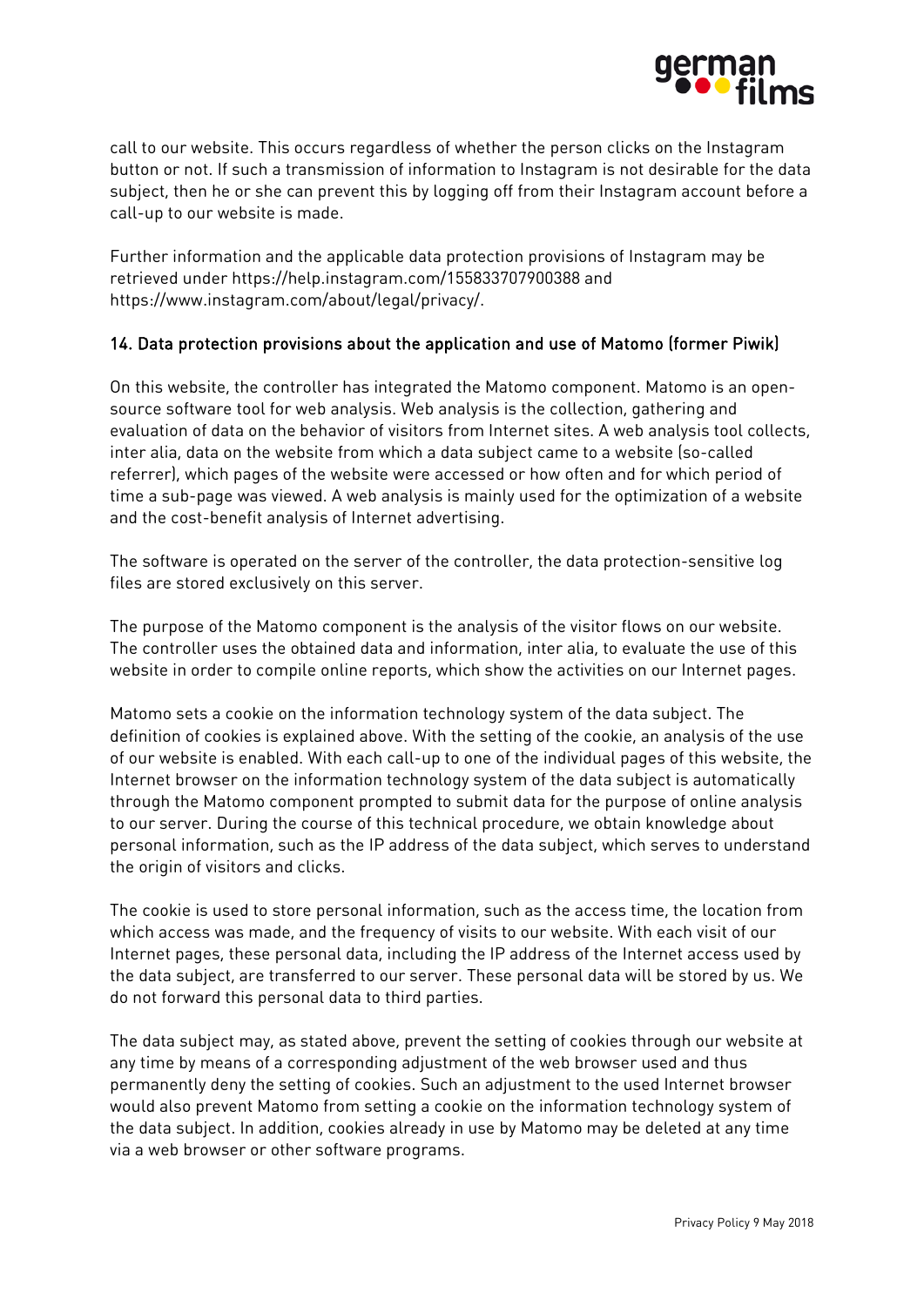call to our website. This occurs regardless of whether the person clicks on the Instagram button or not. If such a transmission of information to Instagram is not desirable for the data subject, then he or she can prevent this by logging off from their Instagram account before a call-up to our website is made.

Further information and the applicable data protection provisions of Instagram may be retrieved under https://help.instagram.com/155833707900388 and https://www.instagram.com/about/legal/privacy/.

## 14. Data protection provisions about the application and use of Matomo (former Piwik)

On this website, the controller has integrated the Matomo component. Matomo is an open-source software tool for web analysis. Web analysis is the collection, gathering and evaluation of data on the behavior of visitors from Internet sites. A web analysis tool collects, inter alia, data on the website from which a data subject came to a website (so-called referrer), which pages of the website were accessed or how often and for which period of time a sub-page was viewed. A web analysis is mainly used for the optimization of a website and the cost-benefit analysis of Internet advertising.

The software is operated on the server of the controller, the data protection-sensitive log files are stored exclusively on this server.

The purpose of the Matomo component is the analysis of the visitor flows on our website. The controller uses the obtained data and information, inter alia, to evaluate the use of this website in order to compile online reports, which show the activities on our Internet pages.

Matomo sets a cookie on the information technology system of the data subject. The definition of cookies is explained above. With the setting of the cookie, an analysis of the use of our website is enabled. With each call-up to one of the individual pages of this website, the Internet browser on the information technology system of the data subject is automatically through the Matomo component prompted to submit data for the purpose of online analysis to our server. During the course of this technical procedure, we obtain knowledge about personal information, such as the IP address of the data subject, which serves to understand the origin of visitors and clicks.

The cookie is used to store personal information, such as the access time, the location from which access was made, and the frequency of visits to our website. With each visit of our Internet pages, these personal data, including the IP address of the Internet access used by the data subject, are transferred to our server. These personal data will be stored by us. We do not forward this personal data to third parties.

The data subject may, as stated above, prevent the setting of cookies through our website at any time by means of a corresponding adjustment of the web browser used and thus permanently deny the setting of cookies. Such an adjustment to the used Internet browser would also prevent Matomo from setting a cookie on the information technology system of the data subject. In addition, cookies already in use by Matomo may be deleted at any time via a web browser or other software programs.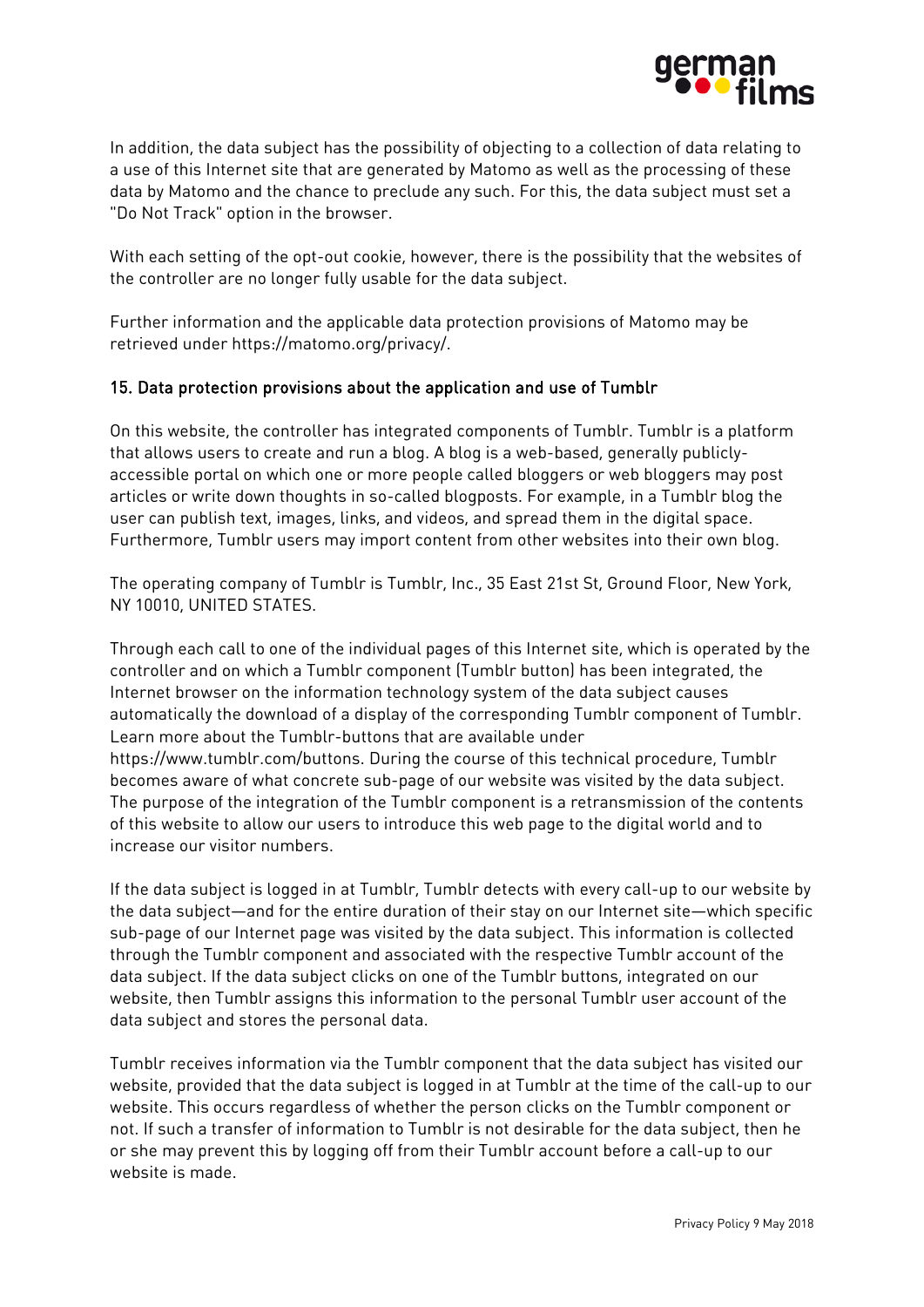In addition, the data subject has the possibility of objecting to a collection of data relating to a use of this Internet site that are generated by Matomo as well as the processing of these data by Matomo and the chance to preclude any such. For this, the data subject must set a "Do Not Track" option in the browser.

With each setting of the opt-out cookie, however, there is the possibility that the websites of the controller are no longer fully usable for the data subject.

Further information and the applicable data protection provisions of Matomo may be retrieved under https://matomo.org/privacy/.

## 15. Data protection provisions about the application and use of Tumblr

On this website, the controller has integrated components of Tumblr. Tumblr is a platform that allows users to create and run a blog. A blog is a web-based, generally publicly-accessible portal on which one or more people called bloggers or web bloggers may post articles or write down thoughts in so-called blogposts. For example, in a Tumblr blog the user can publish text, images, links, and videos, and spread them in the digital space. Furthermore, Tumblr users may import content from other websites into their own blog.

The operating company of Tumblr is Tumblr, Inc., 35 East 21st St, Ground Floor, New York, NY 10010, UNITED STATES.

Through each call to one of the individual pages of this Internet site, which is operated by the controller and on which a Tumblr component (Tumblr button) has been integrated, the Internet browser on the information technology system of the data subject causes automatically the download of a display of the corresponding Tumblr component of Tumblr. Learn more about the Tumblr-buttons that are available under https://www.tumblr.com/buttons. During the course of this technical procedure, Tumblr becomes aware of what concrete sub-page of our website was visited by the data subject. The purpose of the integration of the Tumblr component is a retransmission of the contents of this website to allow our users to introduce this web page to the digital world and to increase our visitor numbers.

If the data subject is logged in at Tumblr, Tumblr detects with every call-up to our website by the data subject—and for the entire duration of their stay on our Internet site—which specific sub-page of our Internet page was visited by the data subject. This information is collected through the Tumblr component and associated with the respective Tumblr account of the data subject. If the data subject clicks on one of the Tumblr buttons, integrated on our website, then Tumblr assigns this information to the personal Tumblr user account of the data subject and stores the personal data.

Tumblr receives information via the Tumblr component that the data subject has visited our website, provided that the data subject is logged in at Tumblr at the time of the call-up to our website. This occurs regardless of whether the person clicks on the Tumblr component or not. If such a transfer of information to Tumblr is not desirable for the data subject, then he or she may prevent this by logging off from their Tumblr account before a call-up to our website is made.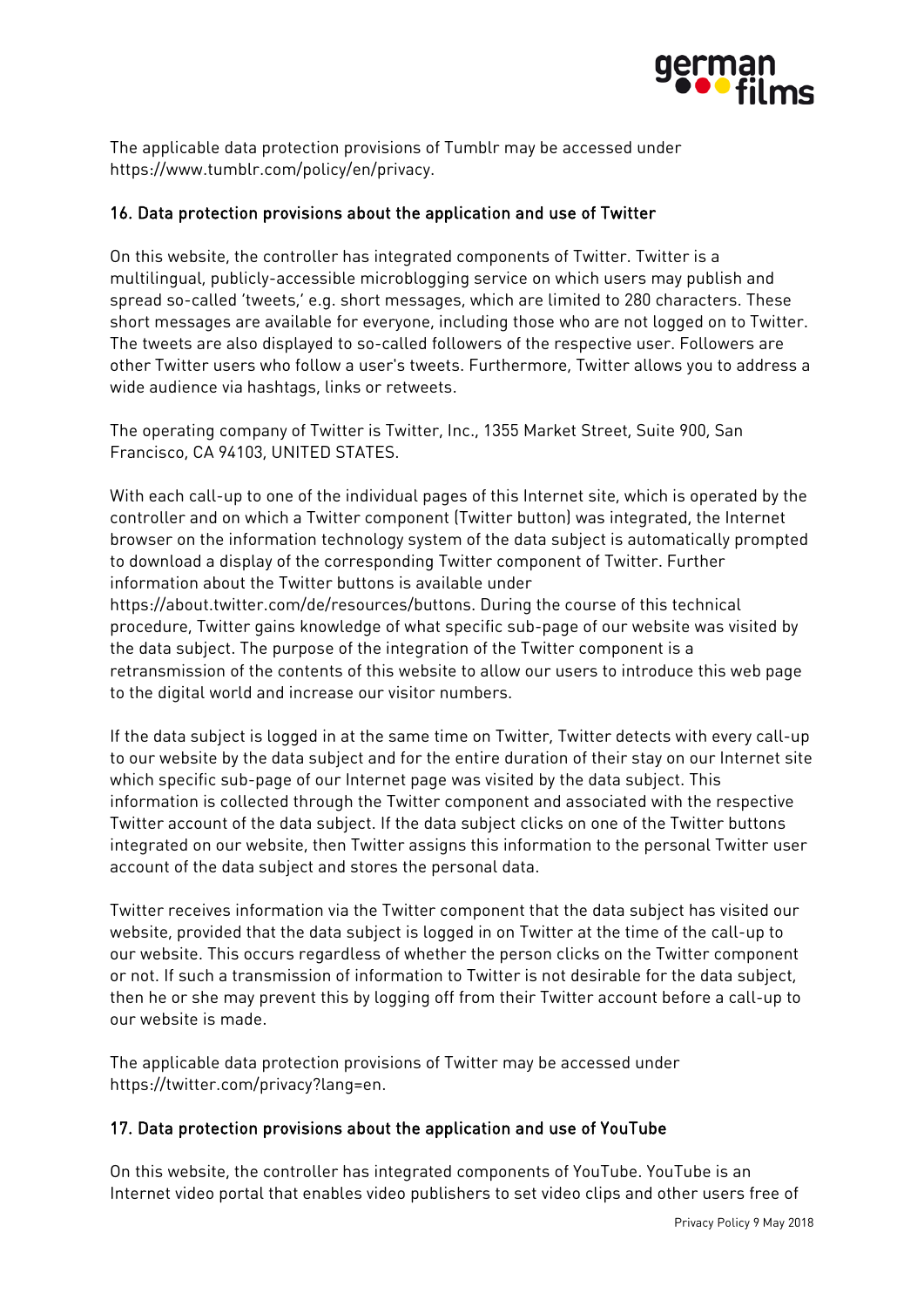The applicable data protection provisions of Tumblr may be accessed under https://www.tumblr.com/policy/en/privacy.

### 16. Data protection provisions about the application and use of Twitter

On this website, the controller has integrated components of Twitter. Twitter is a multilingual, publicly-accessible microblogging service on which users may publish and spread so-called 'tweets,' e.g. short messages, which are limited to 280 characters. These short messages are available for everyone, including those who are not logged on to Twitter. The tweets are also displayed to so-called followers of the respective user. Followers are other Twitter users who follow a user's tweets. Furthermore, Twitter allows you to address a wide audience via hashtags, links or retweets.

The operating company of Twitter is Twitter, Inc., 1355 Market Street, Suite 900, San Francisco, CA 94103, UNITED STATES.

With each call-up to one of the individual pages of this Internet site, which is operated by the controller and on which a Twitter component (Twitter button) was integrated, the Internet browser on the information technology system of the data subject is automatically prompted to download a display of the corresponding Twitter component of Twitter. Further information about the Twitter buttons is available under https://about.twitter.com/de/resources/buttons. During the course of this technical procedure, Twitter gains knowledge of what specific sub-page of our website was visited by the data subject. The purpose of the integration of the Twitter component is a retransmission of the contents of this website to allow our users to introduce this web page to the digital world and increase our visitor numbers.

If the data subject is logged in at the same time on Twitter, Twitter detects with every call-up to our website by the data subject and for the entire duration of their stay on our Internet site which specific sub-page of our Internet page was visited by the data subject. This information is collected through the Twitter component and associated with the respective Twitter account of the data subject. If the data subject clicks on one of the Twitter buttons integrated on our website, then Twitter assigns this information to the personal Twitter user account of the data subject and stores the personal data.

Twitter receives information via the Twitter component that the data subject has visited our website, provided that the data subject is logged in on Twitter at the time of the call-up to our website. This occurs regardless of whether the person clicks on the Twitter component or not. If such a transmission of information to Twitter is not desirable for the data subject, then he or she may prevent this by logging off from their Twitter account before a call-up to our website is made.

The applicable data protection provisions of Twitter may be accessed under https://twitter.com/privacy?lang=en.

### 17. Data protection provisions about the application and use of YouTube

On this website, the controller has integrated components of YouTube. YouTube is an Internet video portal that enables video publishers to set video clips and other users free of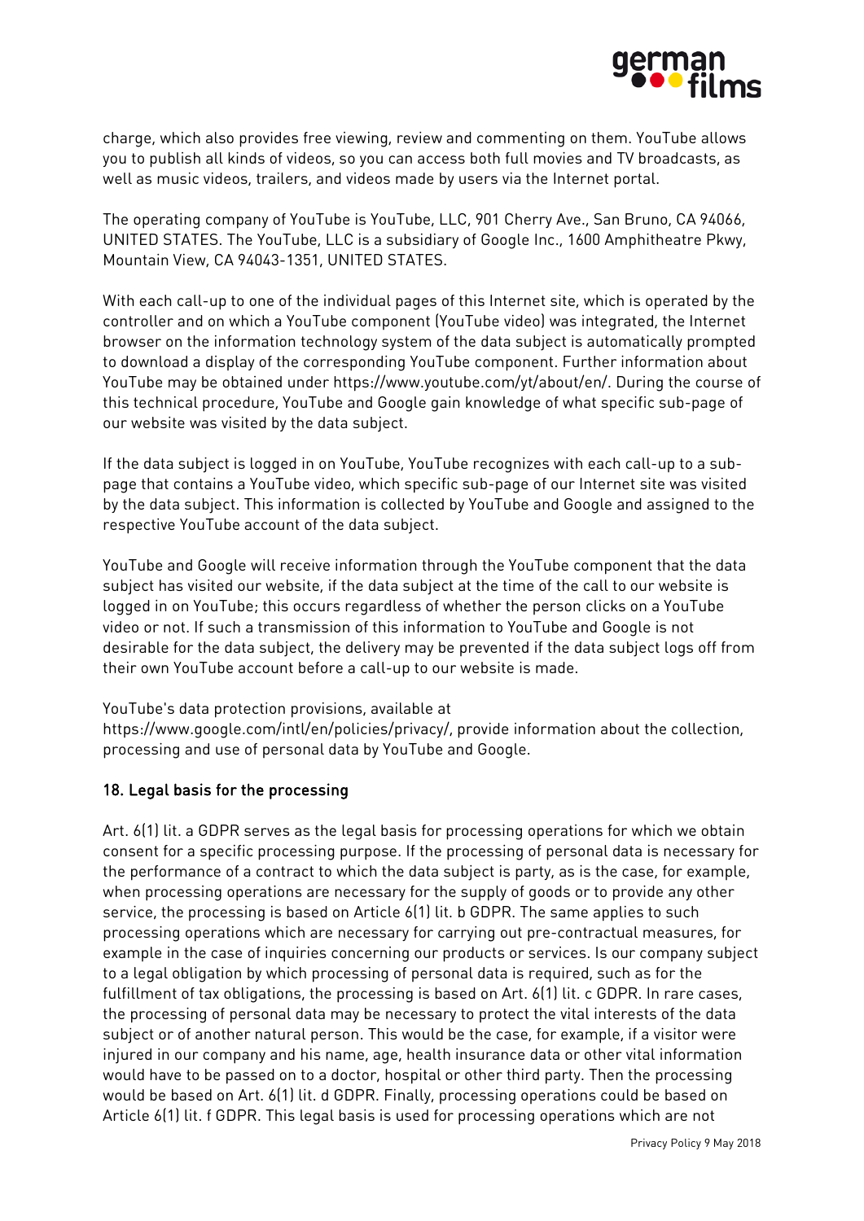charge, which also provides free viewing, review and commenting on them. YouTube allows you to publish all kinds of videos, so you can access both full movies and TV broadcasts, as well as music videos, trailers, and videos made by users via the Internet portal.

The operating company of YouTube is YouTube, LLC, 901 Cherry Ave., San Bruno, CA 94066, UNITED STATES. The YouTube, LLC is a subsidiary of Google Inc., 1600 Amphitheatre Pkwy, Mountain View, CA 94043-1351, UNITED STATES.

With each call-up to one of the individual pages of this Internet site, which is operated by the controller and on which a YouTube component (YouTube video) was integrated, the Internet browser on the information technology system of the data subject is automatically prompted to download a display of the corresponding YouTube component. Further information about YouTube may be obtained under https://www.youtube.com/yt/about/en/. During the course of this technical procedure, YouTube and Google gain knowledge of what specific sub-page of our website was visited by the data subject.

If the data subject is logged in on YouTube, YouTube recognizes with each call-up to a sub-page that contains a YouTube video, which specific sub-page of our Internet site was visited by the data subject. This information is collected by YouTube and Google and assigned to the respective YouTube account of the data subject.

YouTube and Google will receive information through the YouTube component that the data subject has visited our website, if the data subject at the time of the call to our website is logged in on YouTube; this occurs regardless of whether the person clicks on a YouTube video or not. If such a transmission of this information to YouTube and Google is not desirable for the data subject, the delivery may be prevented if the data subject logs off from their own YouTube account before a call-up to our website is made.

YouTube's data protection provisions, available at https://www.google.com/intl/en/policies/privacy/, provide information about the collection, processing and use of personal data by YouTube and Google.

## 18. Legal basis for the processing

Art. 6(1) lit. a GDPR serves as the legal basis for processing operations for which we obtain consent for a specific processing purpose. If the processing of personal data is necessary for the performance of a contract to which the data subject is party, as is the case, for example, when processing operations are necessary for the supply of goods or to provide any other service, the processing is based on Article 6(1) lit. b GDPR. The same applies to such processing operations which are necessary for carrying out pre-contractual measures, for example in the case of inquiries concerning our products or services. Is our company subject to a legal obligation by which processing of personal data is required, such as for the fulfillment of tax obligations, the processing is based on Art. 6(1) lit. c GDPR. In rare cases, the processing of personal data may be necessary to protect the vital interests of the data subject or of another natural person. This would be the case, for example, if a visitor were injured in our company and his name, age, health insurance data or other vital information would have to be passed on to a doctor, hospital or other third party. Then the processing would be based on Art. 6(1) lit. d GDPR. Finally, processing operations could be based on Article 6(1) lit. f GDPR. This legal basis is used for processing operations which are not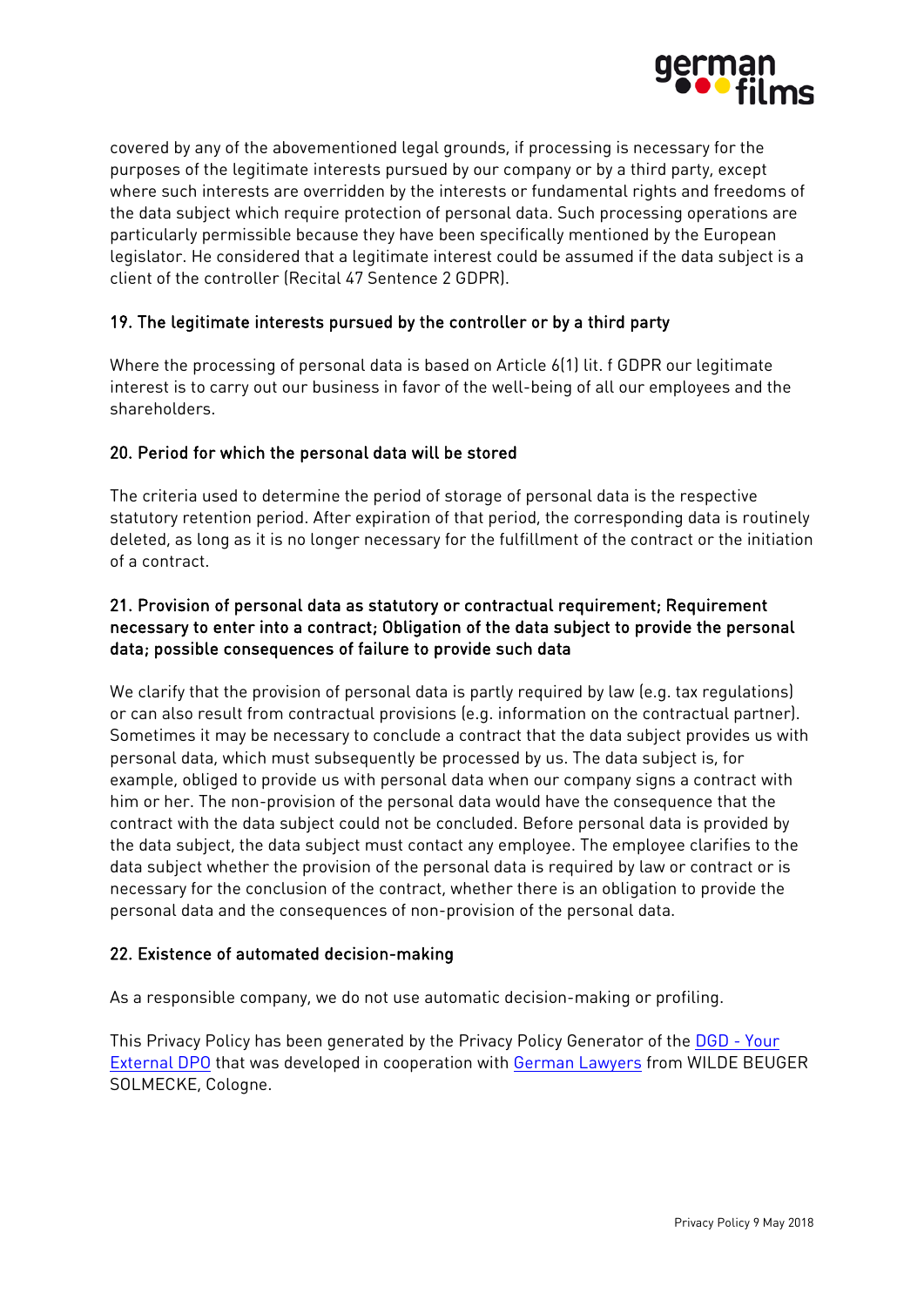covered by any of the abovementioned legal grounds, if processing is necessary for the purposes of the legitimate interests pursued by our company or by a third party, except where such interests are overridden by the interests or fundamental rights and freedoms of the data subject which require protection of personal data. Such processing operations are particularly permissible because they have been specifically mentioned by the European legislator. He considered that a legitimate interest could be assumed if the data subject is a client of the controller (Recital 47 Sentence 2 GDPR).

## 19. The legitimate interests pursued by the controller or by a third party

Where the processing of personal data is based on Article 6(1) lit. f GDPR our legitimate interest is to carry out our business in favor of the well-being of all our employees and the shareholders.

## 20. Period for which the personal data will be stored

The criteria used to determine the period of storage of personal data is the respective statutory retention period. After expiration of that period, the corresponding data is routinely deleted, as long as it is no longer necessary for the fulfillment of the contract or the initiation of a contract.

## 21. Provision of personal data as statutory or contractual requirement; Requirement necessary to enter into a contract; Obligation of the data subject to provide the personal data; possible consequences of failure to provide such data

We clarify that the provision of personal data is partly required by law (e.g. tax regulations) or can also result from contractual provisions (e.g. information on the contractual partner). Sometimes it may be necessary to conclude a contract that the data subject provides us with personal data, which must subsequently be processed by us. The data subject is, for example, obliged to provide us with personal data when our company signs a contract with him or her. The non-provision of the personal data would have the consequence that the contract with the data subject could not be concluded. Before personal data is provided by the data subject, the data subject must contact any employee. The employee clarifies to the data subject whether the provision of the personal data is required by law or contract or is necessary for the conclusion of the contract, whether there is an obligation to provide the personal data and the consequences of non-provision of the personal data.

## 22. Existence of automated decision-making

As a responsible company, we do not use automatic decision-making or profiling.

This Privacy Policy has been generated by the Privacy Policy Generator of the DGD - Your External DPO that was developed in cooperation with German Lawyers from WILDE BEUGER SOLMECKE, Cologne.